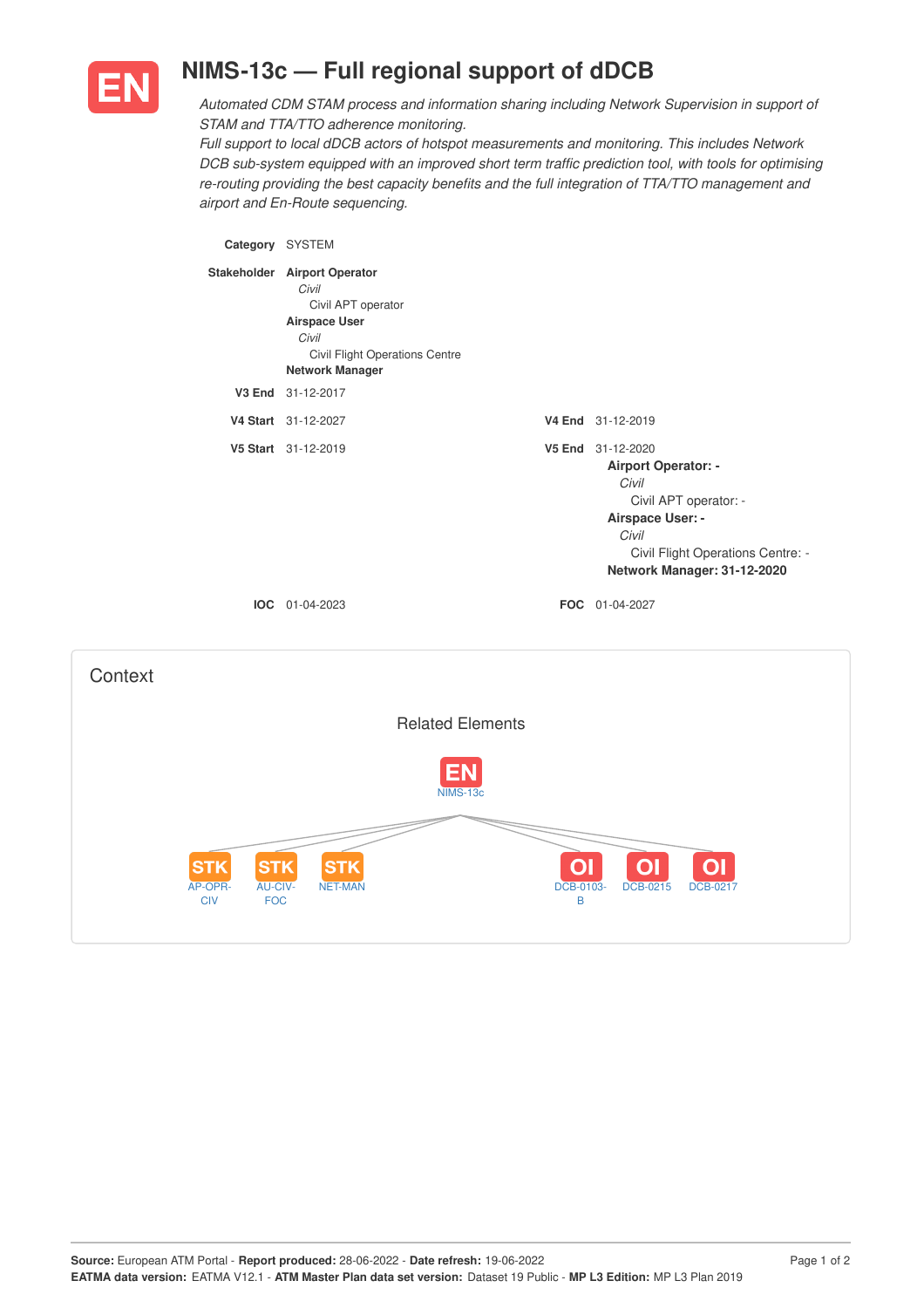# NIMS-13c — Full regional support of dDCB

*Automated CDM STAM process and information sharing including Network Supervision in support of STAM and TTA/TTO adherence monitoring.*
*Full support to local dDCB actors of hotspot measurements and monitoring. This includes Network DCB sub-system equipped with an improved short term traffic prediction tool, with tools for optimising re-routing providing the best capacity benefits and the full integration of TTA/TTO management and airport and En-Route sequencing.*

**Category** SYSTEM

**Stakeholder**
**Airport Operator**
*Civil*
Civil APT operator
**Airspace User**
*Civil*
Civil Flight Operations Centre
**Network Manager**

**V3 End** 31-12-2017

**V4 Start** 31-12-2027

**V4 End** 31-12-2019

**V5 Start** 31-12-2019

**V5 End** 31-12-2020
**Airport Operator: -**
*Civil*
Civil APT operator: -
**Airspace User: -**
*Civil*
Civil Flight Operations Centre: -
**Network Manager: 31-12-2020**

**IOC** 01-04-2023

**FOC** 01-04-2027

## Context

Related Elements

EN
NIMS-13c

STK
AP-OPR-CIV

STK
AU-CIV-FOC

STK
NET-MAN

OI
DCB-0103-B

OI
DCB-0215

OI
DCB-0217

**Source:** European ATM Portal - **Report produced:** 28-06-2022 - **Date refresh:** 19-06-2022
**EATMA data version:** EATMA V12.1 - **ATM Master Plan data set version:** Dataset 19 Public - **MP L3 Edition:** MP L3 Plan 2019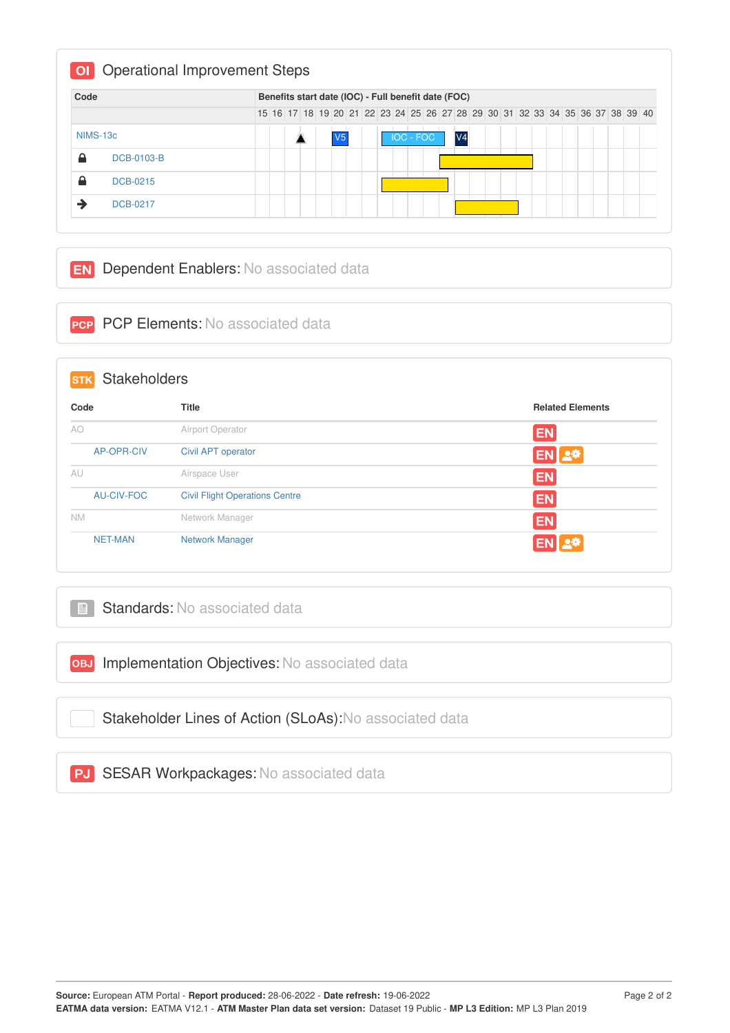## OI Operational Improvement Steps

| Code | Benefits start date (IOC) - Full benefit date (FOC) |
|---|---|
| | 15 16 17 18 19 20 21 22 23 24 25 26 27 28 29 30 31 32 33 34 35 36 37 38 39 40 |
| NIMS-13c | V5 IOC - FOC V4 |
| DCB-0103-B | |
| DCB-0215 | |
| DCB-0217 | |

## EN Dependent Enablers: No associated data

## PCP PCP Elements: No associated data

## STK Stakeholders

| Code | Title | Related Elements |
|---|---|---|
| AO | Airport Operator | EN |
| AP-OPR-CIV | Civil APT operator | EN |
| AU | Airspace User | EN |
| AU-CIV-FOC | Civil Flight Operations Centre | EN |
| NM | Network Manager | EN |
| NET-MAN | Network Manager | EN |

## Standards: No associated data

## OBJ Implementation Objectives: No associated data

## Stakeholder Lines of Action (SLoAs): No associated data

## PJ SESAR Workpackages: No associated data

**Source:** European ATM Portal - **Report produced:** 28-06-2022 - **Date refresh:** 19-06-2022
**EATMA data version:** EATMA V12.1 - **ATM Master Plan data set version:** Dataset 19 Public - **MP L3 Edition:** MP L3 Plan 2019